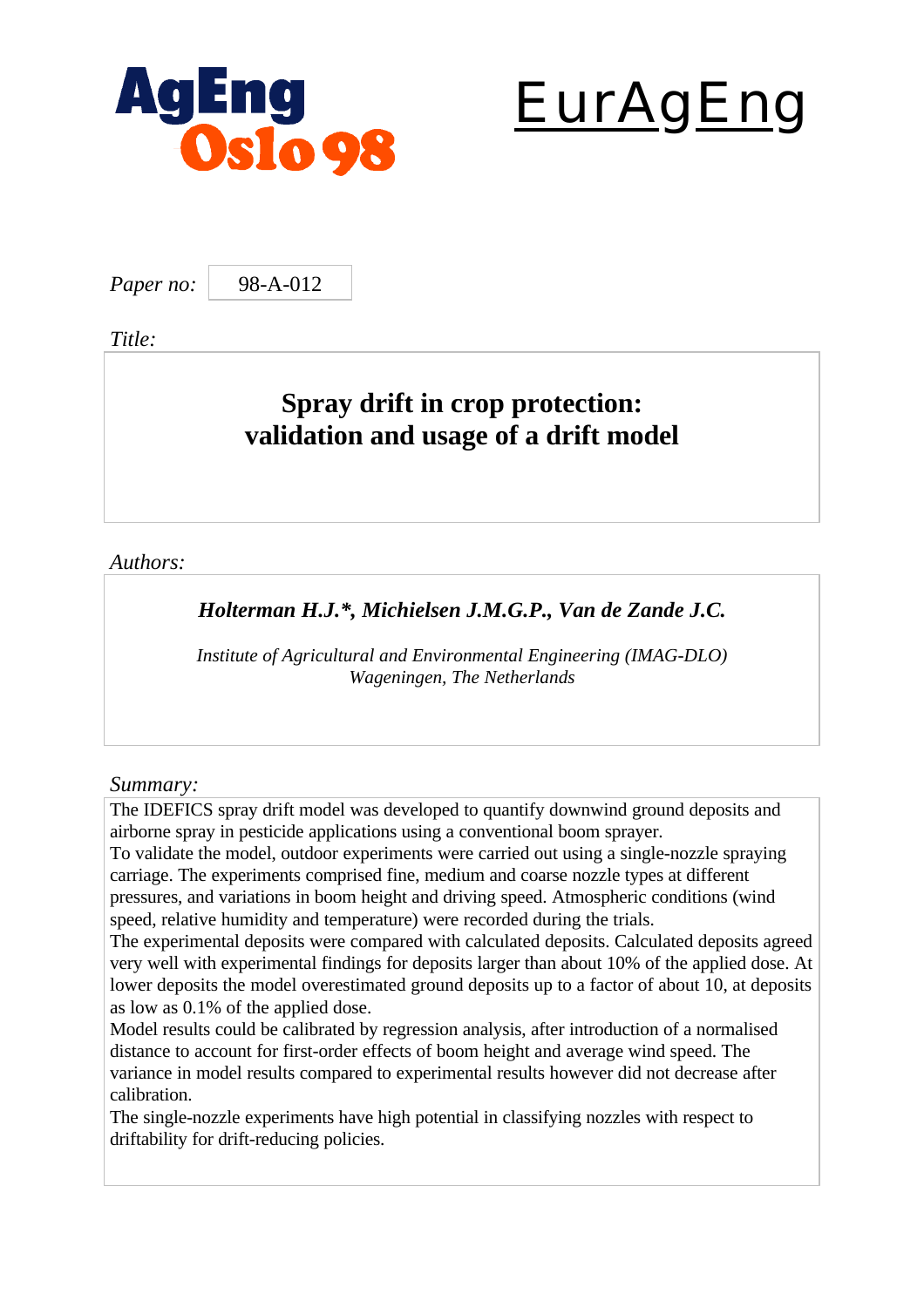AgEng Oslo 98

EurAgEng

*Paper no:* 98-A-012

*Title:*

# Spray drift in crop protection: validation and usage of a drift model

*Authors:*

***Holterman H.J.\*, Michielsen J.M.G.P., Van de Zande J.C.***

*Institute of Agricultural and Environmental Engineering (IMAG-DLO)*
*Wageningen, The Netherlands*

*Summary:*

The IDEFICS spray drift model was developed to quantify downwind ground deposits and airborne spray in pesticide applications using a conventional boom sprayer.
To validate the model, outdoor experiments were carried out using a single-nozzle spraying carriage. The experiments comprised fine, medium and coarse nozzle types at different pressures, and variations in boom height and driving speed. Atmospheric conditions (wind speed, relative humidity and temperature) were recorded during the trials.
The experimental deposits were compared with calculated deposits. Calculated deposits agreed very well with experimental findings for deposits larger than about 10% of the applied dose. At lower deposits the model overestimated ground deposits up to a factor of about 10, at deposits as low as 0.1% of the applied dose.
Model results could be calibrated by regression analysis, after introduction of a normalised distance to account for first-order effects of boom height and average wind speed. The variance in model results compared to experimental results however did not decrease after calibration.
The single-nozzle experiments have high potential in classifying nozzles with respect to driftability for drift-reducing policies.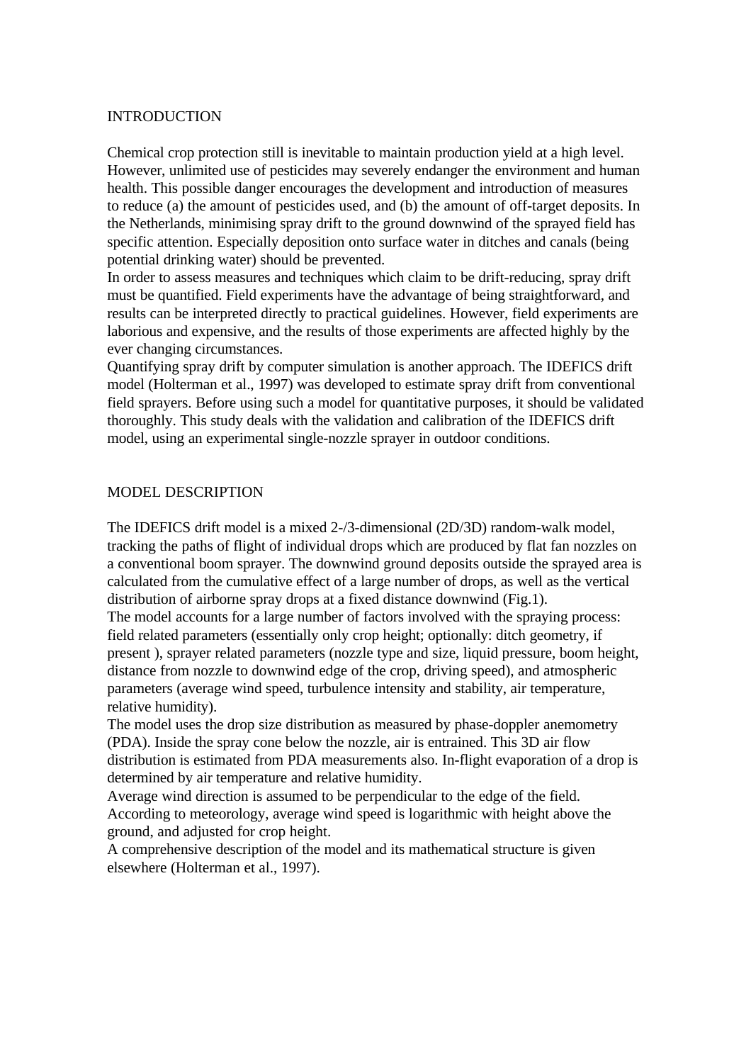## INTRODUCTION

Chemical crop protection still is inevitable to maintain production yield at a high level. However, unlimited use of pesticides may severely endanger the environment and human health. This possible danger encourages the development and introduction of measures to reduce (a) the amount of pesticides used, and (b) the amount of off-target deposits. In the Netherlands, minimising spray drift to the ground downwind of the sprayed field has specific attention. Especially deposition onto surface water in ditches and canals (being potential drinking water) should be prevented.

In order to assess measures and techniques which claim to be drift-reducing, spray drift must be quantified. Field experiments have the advantage of being straightforward, and results can be interpreted directly to practical guidelines. However, field experiments are laborious and expensive, and the results of those experiments are affected highly by the ever changing circumstances.

Quantifying spray drift by computer simulation is another approach. The IDEFICS drift model (Holterman et al., 1997) was developed to estimate spray drift from conventional field sprayers. Before using such a model for quantitative purposes, it should be validated thoroughly. This study deals with the validation and calibration of the IDEFICS drift model, using an experimental single-nozzle sprayer in outdoor conditions.

## MODEL DESCRIPTION

The IDEFICS drift model is a mixed 2-/3-dimensional (2D/3D) random-walk model, tracking the paths of flight of individual drops which are produced by flat fan nozzles on a conventional boom sprayer. The downwind ground deposits outside the sprayed area is calculated from the cumulative effect of a large number of drops, as well as the vertical distribution of airborne spray drops at a fixed distance downwind (Fig.1).

The model accounts for a large number of factors involved with the spraying process: field related parameters (essentially only crop height; optionally: ditch geometry, if present ), sprayer related parameters (nozzle type and size, liquid pressure, boom height, distance from nozzle to downwind edge of the crop, driving speed), and atmospheric parameters (average wind speed, turbulence intensity and stability, air temperature, relative humidity).

The model uses the drop size distribution as measured by phase-doppler anemometry (PDA). Inside the spray cone below the nozzle, air is entrained. This 3D air flow distribution is estimated from PDA measurements also. In-flight evaporation of a drop is determined by air temperature and relative humidity.

Average wind direction is assumed to be perpendicular to the edge of the field. According to meteorology, average wind speed is logarithmic with height above the ground, and adjusted for crop height.

A comprehensive description of the model and its mathematical structure is given elsewhere (Holterman et al., 1997).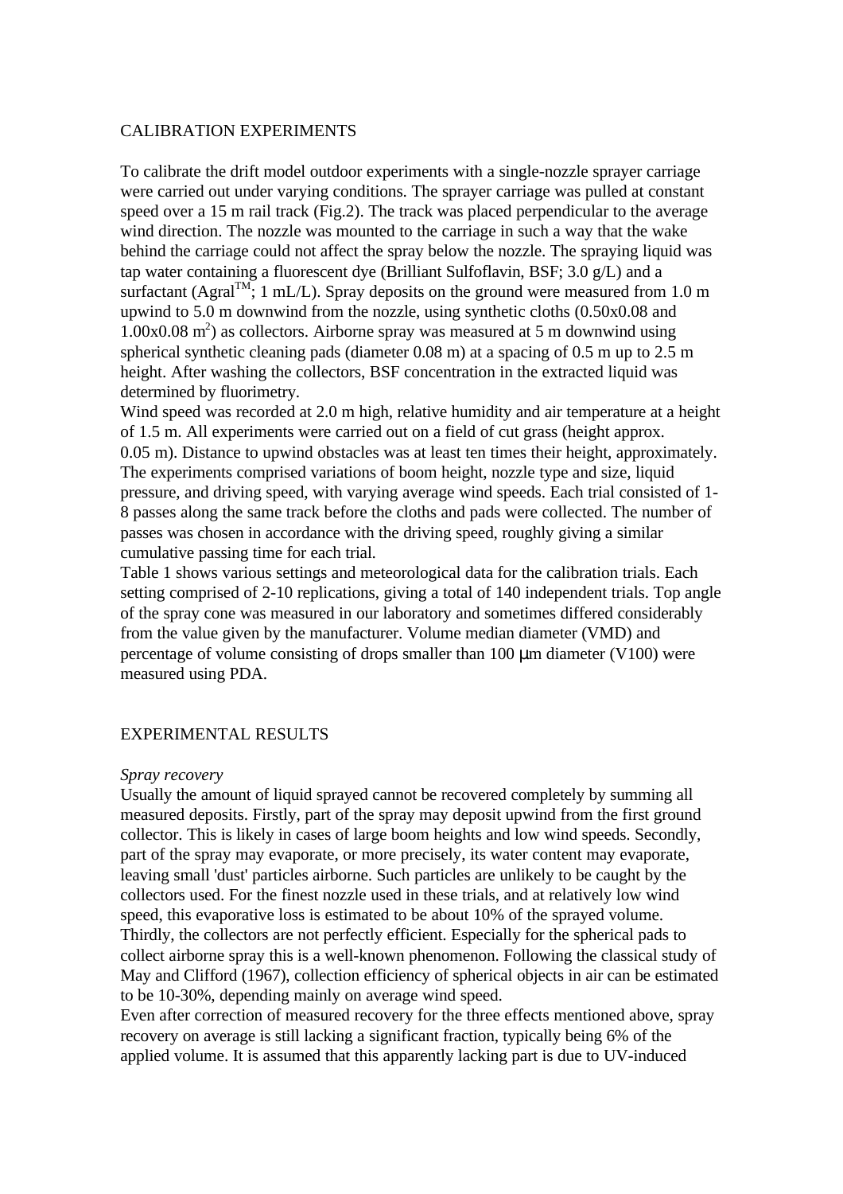## CALIBRATION EXPERIMENTS

To calibrate the drift model outdoor experiments with a single-nozzle sprayer carriage were carried out under varying conditions. The sprayer carriage was pulled at constant speed over a 15 m rail track (Fig.2). The track was placed perpendicular to the average wind direction. The nozzle was mounted to the carriage in such a way that the wake behind the carriage could not affect the spray below the nozzle. The spraying liquid was tap water containing a fluorescent dye (Brilliant Sulfoflavin, BSF; 3.0 g/L) and a surfactant (Agral$^{TM}$; 1 mL/L). Spray deposits on the ground were measured from 1.0 m upwind to 5.0 m downwind from the nozzle, using synthetic cloths (0.50x0.08 and 1.00x0.08 $m^2$) as collectors. Airborne spray was measured at 5 m downwind using spherical synthetic cleaning pads (diameter 0.08 m) at a spacing of 0.5 m up to 2.5 m height. After washing the collectors, BSF concentration in the extracted liquid was determined by fluorimetry.

Wind speed was recorded at 2.0 m high, relative humidity and air temperature at a height of 1.5 m. All experiments were carried out on a field of cut grass (height approx. 0.05 m). Distance to upwind obstacles was at least ten times their height, approximately. The experiments comprised variations of boom height, nozzle type and size, liquid pressure, and driving speed, with varying average wind speeds. Each trial consisted of 1-8 passes along the same track before the cloths and pads were collected. The number of passes was chosen in accordance with the driving speed, roughly giving a similar cumulative passing time for each trial.

Table 1 shows various settings and meteorological data for the calibration trials. Each setting comprised of 2-10 replications, giving a total of 140 independent trials. Top angle of the spray cone was measured in our laboratory and sometimes differed considerably from the value given by the manufacturer. Volume median diameter (VMD) and percentage of volume consisting of drops smaller than 100 μm diameter (V100) were measured using PDA.

## EXPERIMENTAL RESULTS

*Spray recovery*

Usually the amount of liquid sprayed cannot be recovered completely by summing all measured deposits. Firstly, part of the spray may deposit upwind from the first ground collector. This is likely in cases of large boom heights and low wind speeds. Secondly, part of the spray may evaporate, or more precisely, its water content may evaporate, leaving small 'dust' particles airborne. Such particles are unlikely to be caught by the collectors used. For the finest nozzle used in these trials, and at relatively low wind speed, this evaporative loss is estimated to be about 10% of the sprayed volume. Thirdly, the collectors are not perfectly efficient. Especially for the spherical pads to collect airborne spray this is a well-known phenomenon. Following the classical study of May and Clifford (1967), collection efficiency of spherical objects in air can be estimated to be 10-30%, depending mainly on average wind speed.

Even after correction of measured recovery for the three effects mentioned above, spray recovery on average is still lacking a significant fraction, typically being 6% of the applied volume. It is assumed that this apparently lacking part is due to UV-induced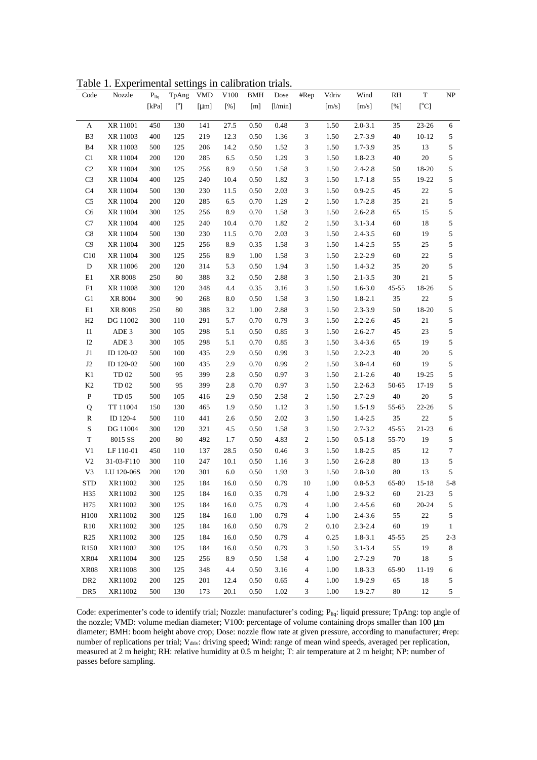Table 1. Experimental settings in calibration trials.

| Code | Nozzle | $P_{liq}$ [kPa] | TpAng [°] | VMD [μm] | V100 [%] | BMH [m] | Dose [l/min] | #Rep | Vdriv [m/s] | Wind [m/s] | RH [%] | T [°C] | NP |
|---|---|---|---|---|---|---|---|---|---|---|---|---|---|
| A | XR 11001 | 450 | 130 | 141 | 27.5 | 0.50 | 0.48 | 3 | 1.50 | 2.0-3.1 | 35 | 23-26 | 6 |
| B3 | XR 11003 | 400 | 125 | 219 | 12.3 | 0.50 | 1.36 | 3 | 1.50 | 2.7-3.9 | 40 | 10-12 | 5 |
| B4 | XR 11003 | 500 | 125 | 206 | 14.2 | 0.50 | 1.52 | 3 | 1.50 | 1.7-3.9 | 35 | 13 | 5 |
| C1 | XR 11004 | 200 | 120 | 285 | 6.5 | 0.50 | 1.29 | 3 | 1.50 | 1.8-2.3 | 40 | 20 | 5 |
| C2 | XR 11004 | 300 | 125 | 256 | 8.9 | 0.50 | 1.58 | 3 | 1.50 | 2.4-2.8 | 50 | 18-20 | 5 |
| C3 | XR 11004 | 400 | 125 | 240 | 10.4 | 0.50 | 1.82 | 3 | 1.50 | 1.7-1.8 | 55 | 19-22 | 5 |
| C4 | XR 11004 | 500 | 130 | 230 | 11.5 | 0.50 | 2.03 | 3 | 1.50 | 0.9-2.5 | 45 | 22 | 5 |
| C5 | XR 11004 | 200 | 120 | 285 | 6.5 | 0.70 | 1.29 | 2 | 1.50 | 1.7-2.8 | 35 | 21 | 5 |
| C6 | XR 11004 | 300 | 125 | 256 | 8.9 | 0.70 | 1.58 | 3 | 1.50 | 2.6-2.8 | 65 | 15 | 5 |
| C7 | XR 11004 | 400 | 125 | 240 | 10.4 | 0.70 | 1.82 | 2 | 1.50 | 3.1-3.4 | 60 | 18 | 5 |
| C8 | XR 11004 | 500 | 130 | 230 | 11.5 | 0.70 | 2.03 | 3 | 1.50 | 2.4-3.5 | 60 | 19 | 5 |
| C9 | XR 11004 | 300 | 125 | 256 | 8.9 | 0.35 | 1.58 | 3 | 1.50 | 1.4-2.5 | 55 | 25 | 5 |
| C10 | XR 11004 | 300 | 125 | 256 | 8.9 | 1.00 | 1.58 | 3 | 1.50 | 2.2-2.9 | 60 | 22 | 5 |
| D | XR 11006 | 200 | 120 | 314 | 5.3 | 0.50 | 1.94 | 3 | 1.50 | 1.4-3.2 | 35 | 20 | 5 |
| E1 | XR 8008 | 250 | 80 | 388 | 3.2 | 0.50 | 2.88 | 3 | 1.50 | 2.1-3.5 | 30 | 21 | 5 |
| F1 | XR 11008 | 300 | 120 | 348 | 4.4 | 0.35 | 3.16 | 3 | 1.50 | 1.6-3.0 | 45-55 | 18-26 | 5 |
| G1 | XR 8004 | 300 | 90 | 268 | 8.0 | 0.50 | 1.58 | 3 | 1.50 | 1.8-2.1 | 35 | 22 | 5 |
| E1 | XR 8008 | 250 | 80 | 388 | 3.2 | 1.00 | 2.88 | 3 | 1.50 | 2.3-3.9 | 50 | 18-20 | 5 |
| H2 | DG 11002 | 300 | 110 | 291 | 5.7 | 0.70 | 0.79 | 3 | 1.50 | 2.2-2.6 | 45 | 21 | 5 |
| I1 | ADE 3 | 300 | 105 | 298 | 5.1 | 0.50 | 0.85 | 3 | 1.50 | 2.6-2.7 | 45 | 23 | 5 |
| I2 | ADE 3 | 300 | 105 | 298 | 5.1 | 0.70 | 0.85 | 3 | 1.50 | 3.4-3.6 | 65 | 19 | 5 |
| J1 | ID 120-02 | 500 | 100 | 435 | 2.9 | 0.50 | 0.99 | 3 | 1.50 | 2.2-2.3 | 40 | 20 | 5 |
| J2 | ID 120-02 | 500 | 100 | 435 | 2.9 | 0.70 | 0.99 | 2 | 1.50 | 3.8-4.4 | 60 | 19 | 5 |
| K1 | TD 02 | 500 | 95 | 399 | 2.8 | 0.50 | 0.97 | 3 | 1.50 | 2.1-2.6 | 40 | 19-25 | 5 |
| K2 | TD 02 | 500 | 95 | 399 | 2.8 | 0.70 | 0.97 | 3 | 1.50 | 2.2-6.3 | 50-65 | 17-19 | 5 |
| P | TD 05 | 500 | 105 | 416 | 2.9 | 0.50 | 2.58 | 2 | 1.50 | 2.7-2.9 | 40 | 20 | 5 |
| Q | TT 11004 | 150 | 130 | 465 | 1.9 | 0.50 | 1.12 | 3 | 1.50 | 1.5-1.9 | 55-65 | 22-26 | 5 |
| R | ID 120-4 | 500 | 110 | 441 | 2.6 | 0.50 | 2.02 | 3 | 1.50 | 1.4-2.5 | 35 | 22 | 5 |
| S | DG 11004 | 300 | 120 | 321 | 4.5 | 0.50 | 1.58 | 3 | 1.50 | 2.7-3.2 | 45-55 | 21-23 | 6 |
| T | 8015 SS | 200 | 80 | 492 | 1.7 | 0.50 | 4.83 | 2 | 1.50 | 0.5-1.8 | 55-70 | 19 | 5 |
| V1 | LF 110-01 | 450 | 110 | 137 | 28.5 | 0.50 | 0.46 | 3 | 1.50 | 1.8-2.5 | 85 | 12 | 7 |
| V2 | 31-03-F110 | 300 | 110 | 247 | 10.1 | 0.50 | 1.16 | 3 | 1.50 | 2.6-2.8 | 80 | 13 | 5 |
| V3 | LU 120-06S | 200 | 120 | 301 | 6.0 | 0.50 | 1.93 | 3 | 1.50 | 2.8-3.0 | 80 | 13 | 5 |
| STD | XR11002 | 300 | 125 | 184 | 16.0 | 0.50 | 0.79 | 10 | 1.00 | 0.8-5.3 | 65-80 | 15-18 | 5-8 |
| H35 | XR11002 | 300 | 125 | 184 | 16.0 | 0.35 | 0.79 | 4 | 1.00 | 2.9-3.2 | 60 | 21-23 | 5 |
| H75 | XR11002 | 300 | 125 | 184 | 16.0 | 0.75 | 0.79 | 4 | 1.00 | 2.4-5.6 | 60 | 20-24 | 5 |
| H100 | XR11002 | 300 | 125 | 184 | 16.0 | 1.00 | 0.79 | 4 | 1.00 | 2.4-3.6 | 55 | 22 | 5 |
| R10 | XR11002 | 300 | 125 | 184 | 16.0 | 0.50 | 0.79 | 2 | 0.10 | 2.3-2.4 | 60 | 19 | 1 |
| R25 | XR11002 | 300 | 125 | 184 | 16.0 | 0.50 | 0.79 | 4 | 0.25 | 1.8-3.1 | 45-55 | 25 | 2-3 |
| R150 | XR11002 | 300 | 125 | 184 | 16.0 | 0.50 | 0.79 | 3 | 1.50 | 3.1-3.4 | 55 | 19 | 8 |
| XR04 | XR11004 | 300 | 125 | 256 | 8.9 | 0.50 | 1.58 | 4 | 1.00 | 2.7-2.9 | 70 | 18 | 5 |
| XR08 | XR11008 | 300 | 125 | 348 | 4.4 | 0.50 | 3.16 | 4 | 1.00 | 1.8-3.3 | 65-90 | 11-19 | 6 |
| DR2 | XR11002 | 200 | 125 | 201 | 12.4 | 0.50 | 0.65 | 4 | 1.00 | 1.9-2.9 | 65 | 18 | 5 |
| DR5 | XR11002 | 500 | 130 | 173 | 20.1 | 0.50 | 1.02 | 3 | 1.00 | 1.9-2.7 | 80 | 12 | 5 |

Code: experimenter's code to identify trial; Nozzle: manufacturer's coding; $P_{liq}$: liquid pressure; TpAng: top angle of the nozzle; VMD: volume median diameter; V100: percentage of volume containing drops smaller than 100 μm diameter; BMH: boom height above crop; Dose: nozzle flow rate at given pressure, according to manufacturer; #rep: number of replications per trial; $V_{driv}$: driving speed; Wind: range of mean wind speeds, averaged per replication, measured at 2 m height; RH: relative humidity at 0.5 m height; T: air temperature at 2 m height; NP: number of passes before sampling.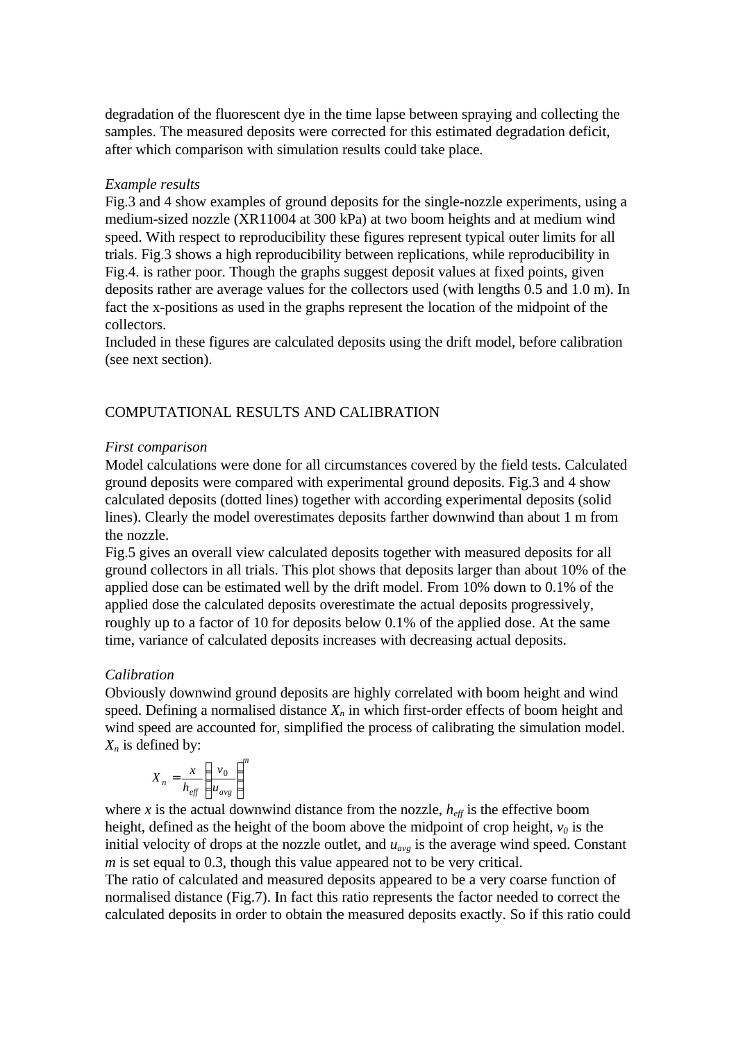degradation of the fluorescent dye in the time lapse between spraying and collecting the samples. The measured deposits were corrected for this estimated degradation deficit, after which comparison with simulation results could take place.

*Example results*

Fig.3 and 4 show examples of ground deposits for the single-nozzle experiments, using a medium-sized nozzle (XR11004 at 300 kPa) at two boom heights and at medium wind speed. With respect to reproducibility these figures represent typical outer limits for all trials. Fig.3 shows a high reproducibility between replications, while reproducibility in Fig.4. is rather poor. Though the graphs suggest deposit values at fixed points, given deposits rather are average values for the collectors used (with lengths 0.5 and 1.0 m). In fact the x-positions as used in the graphs represent the location of the midpoint of the collectors.

Included in these figures are calculated deposits using the drift model, before calibration (see next section).

## COMPUTATIONAL RESULTS AND CALIBRATION

*First comparison*

Model calculations were done for all circumstances covered by the field tests. Calculated ground deposits were compared with experimental ground deposits. Fig.3 and 4 show calculated deposits (dotted lines) together with according experimental deposits (solid lines). Clearly the model overestimates deposits farther downwind than about 1 m from the nozzle.

Fig.5 gives an overall view calculated deposits together with measured deposits for all ground collectors in all trials. This plot shows that deposits larger than about 10% of the applied dose can be estimated well by the drift model. From 10% down to 0.1% of the applied dose the calculated deposits overestimate the actual deposits progressively, roughly up to a factor of 10 for deposits below 0.1% of the applied dose. At the same time, variance of calculated deposits increases with decreasing actual deposits.

*Calibration*

Obviously downwind ground deposits are highly correlated with boom height and wind speed. Defining a normalised distance $X_n$ in which first-order effects of boom height and wind speed are accounted for, simplified the process of calibrating the simulation model. $X_n$ is defined by:

$$X_n = \frac{x}{h_{eff}} \left( \frac{v_0}{u_{avg}} \right)^m$$

where $x$ is the actual downwind distance from the nozzle, $h_{eff}$ is the effective boom height, defined as the height of the boom above the midpoint of crop height, $v_0$ is the initial velocity of drops at the nozzle outlet, and $u_{avg}$ is the average wind speed. Constant $m$ is set equal to 0.3, though this value appeared not to be very critical.

The ratio of calculated and measured deposits appeared to be a very coarse function of normalised distance (Fig.7). In fact this ratio represents the factor needed to correct the calculated deposits in order to obtain the measured deposits exactly. So if this ratio could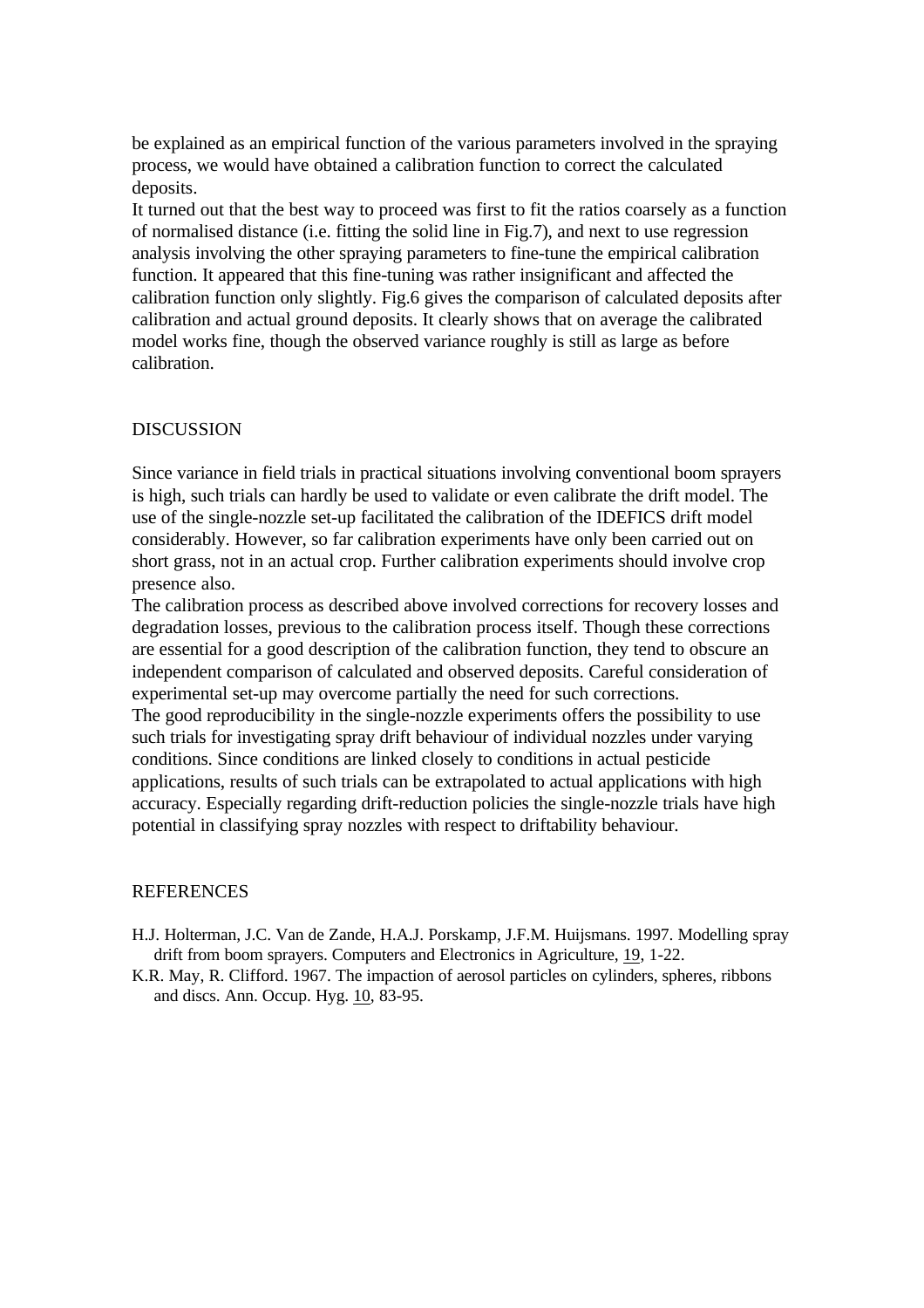be explained as an empirical function of the various parameters involved in the spraying process, we would have obtained a calibration function to correct the calculated deposits.

It turned out that the best way to proceed was first to fit the ratios coarsely as a function of normalised distance (i.e. fitting the solid line in Fig.7), and next to use regression analysis involving the other spraying parameters to fine-tune the empirical calibration function. It appeared that this fine-tuning was rather insignificant and affected the calibration function only slightly. Fig.6 gives the comparison of calculated deposits after calibration and actual ground deposits. It clearly shows that on average the calibrated model works fine, though the observed variance roughly is still as large as before calibration.

## DISCUSSION

Since variance in field trials in practical situations involving conventional boom sprayers is high, such trials can hardly be used to validate or even calibrate the drift model. The use of the single-nozzle set-up facilitated the calibration of the IDEFICS drift model considerably. However, so far calibration experiments have only been carried out on short grass, not in an actual crop. Further calibration experiments should involve crop presence also.

The calibration process as described above involved corrections for recovery losses and degradation losses, previous to the calibration process itself. Though these corrections are essential for a good description of the calibration function, they tend to obscure an independent comparison of calculated and observed deposits. Careful consideration of experimental set-up may overcome partially the need for such corrections.

The good reproducibility in the single-nozzle experiments offers the possibility to use such trials for investigating spray drift behaviour of individual nozzles under varying conditions. Since conditions are linked closely to conditions in actual pesticide applications, results of such trials can be extrapolated to actual applications with high accuracy. Especially regarding drift-reduction policies the single-nozzle trials have high potential in classifying spray nozzles with respect to driftability behaviour.

## REFERENCES

H.J. Holterman, J.C. Van de Zande, H.A.J. Porskamp, J.F.M. Huijsmans. 1997. Modelling spray drift from boom sprayers. Computers and Electronics in Agriculture, 19, 1-22.

K.R. May, R. Clifford. 1967. The impaction of aerosol particles on cylinders, spheres, ribbons and discs. Ann. Occup. Hyg. 10, 83-95.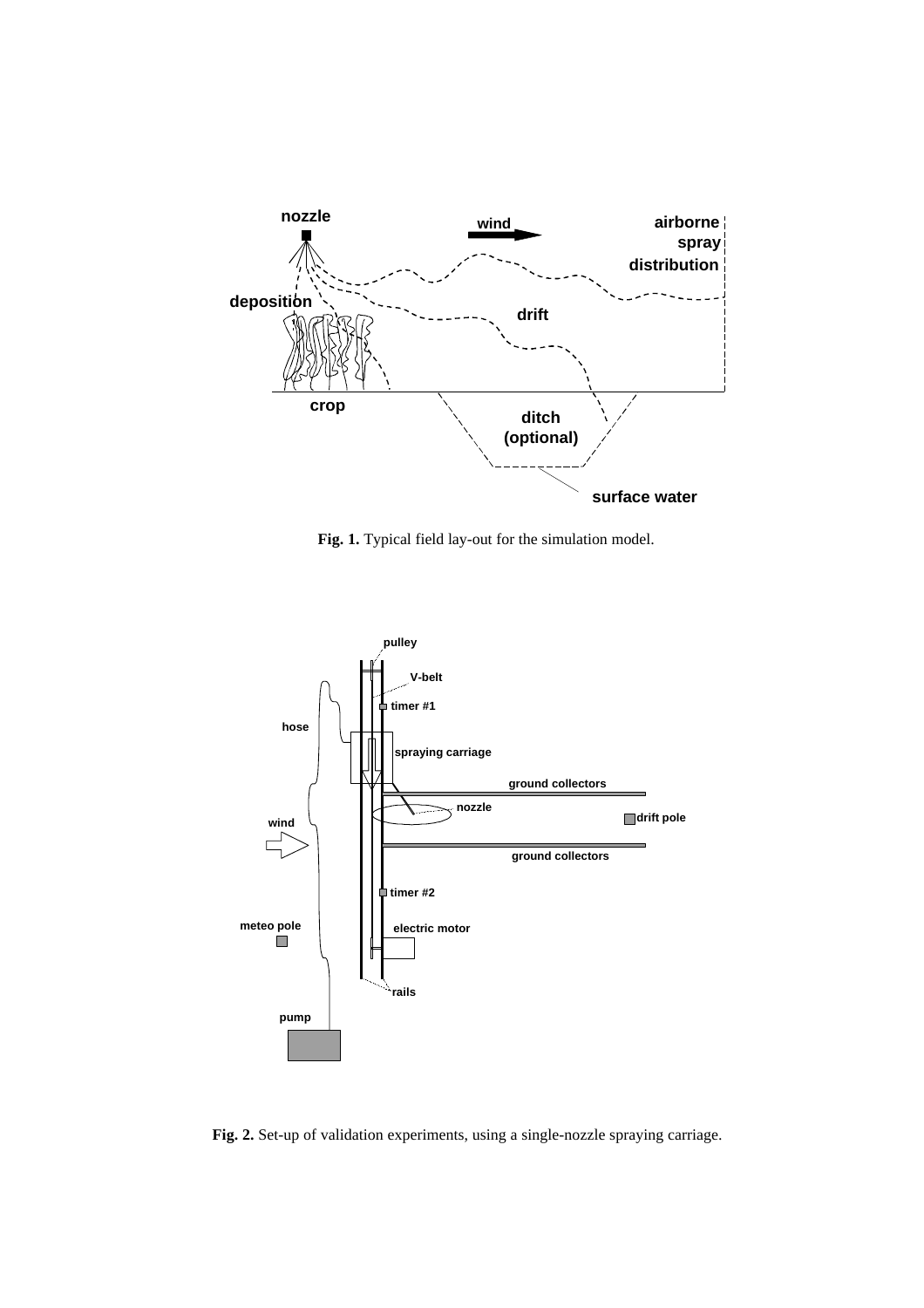nozzle

wind

airborne spray distribution

deposition

drift

crop

ditch (optional)

surface water

**Fig. 1.** Typical field lay-out for the simulation model.

pulley

V-belt

timer #1

hose

spraying carriage

ground collectors

nozzle

wind

drift pole

ground collectors

timer #2

meteo pole

electric motor

rails

pump

**Fig. 2.** Set-up of validation experiments, using a single-nozzle spraying carriage.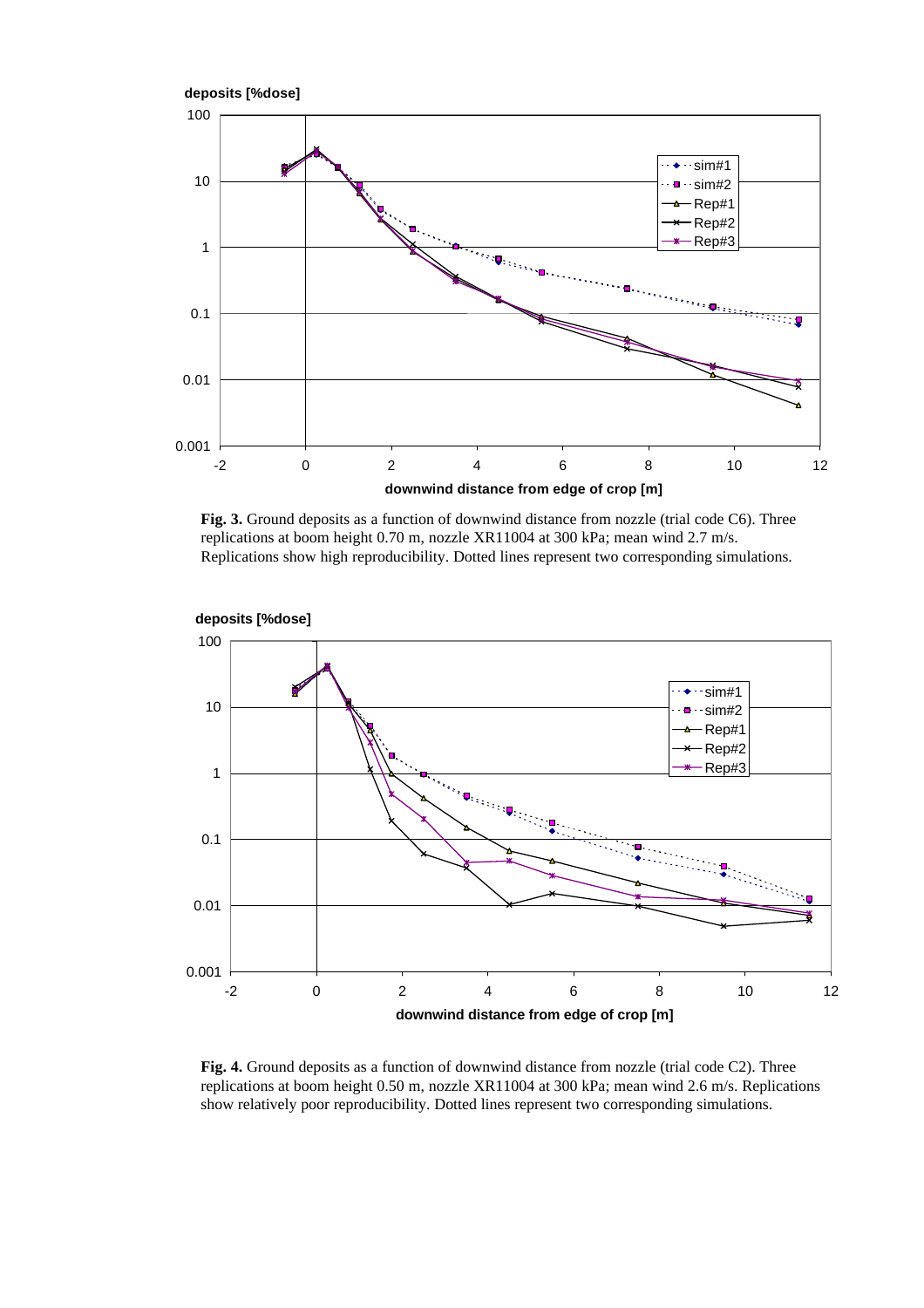deposits [%dose]

100
10
1
0.1
0.01
0.001

-2
0
2
4
6
8
10
12

sim#1
sim#2
Rep#1
Rep#2
Rep#3

downwind distance from edge of crop [m]

**Fig. 3.** Ground deposits as a function of downwind distance from nozzle (trial code C6). Three replications at boom height 0.70 m, nozzle XR11004 at 300 kPa; mean wind 2.7 m/s. Replications show high reproducibility. Dotted lines represent two corresponding simulations.

deposits [%dose]

100
10
1
0.1
0.01
0.001

-2
0
2
4
6
8
10
12

sim#1
sim#2
Rep#1
Rep#2
Rep#3

downwind distance from edge of crop [m]

**Fig. 4.** Ground deposits as a function of downwind distance from nozzle (trial code C2). Three replications at boom height 0.50 m, nozzle XR11004 at 300 kPa; mean wind 2.6 m/s. Replications show relatively poor reproducibility. Dotted lines represent two corresponding simulations.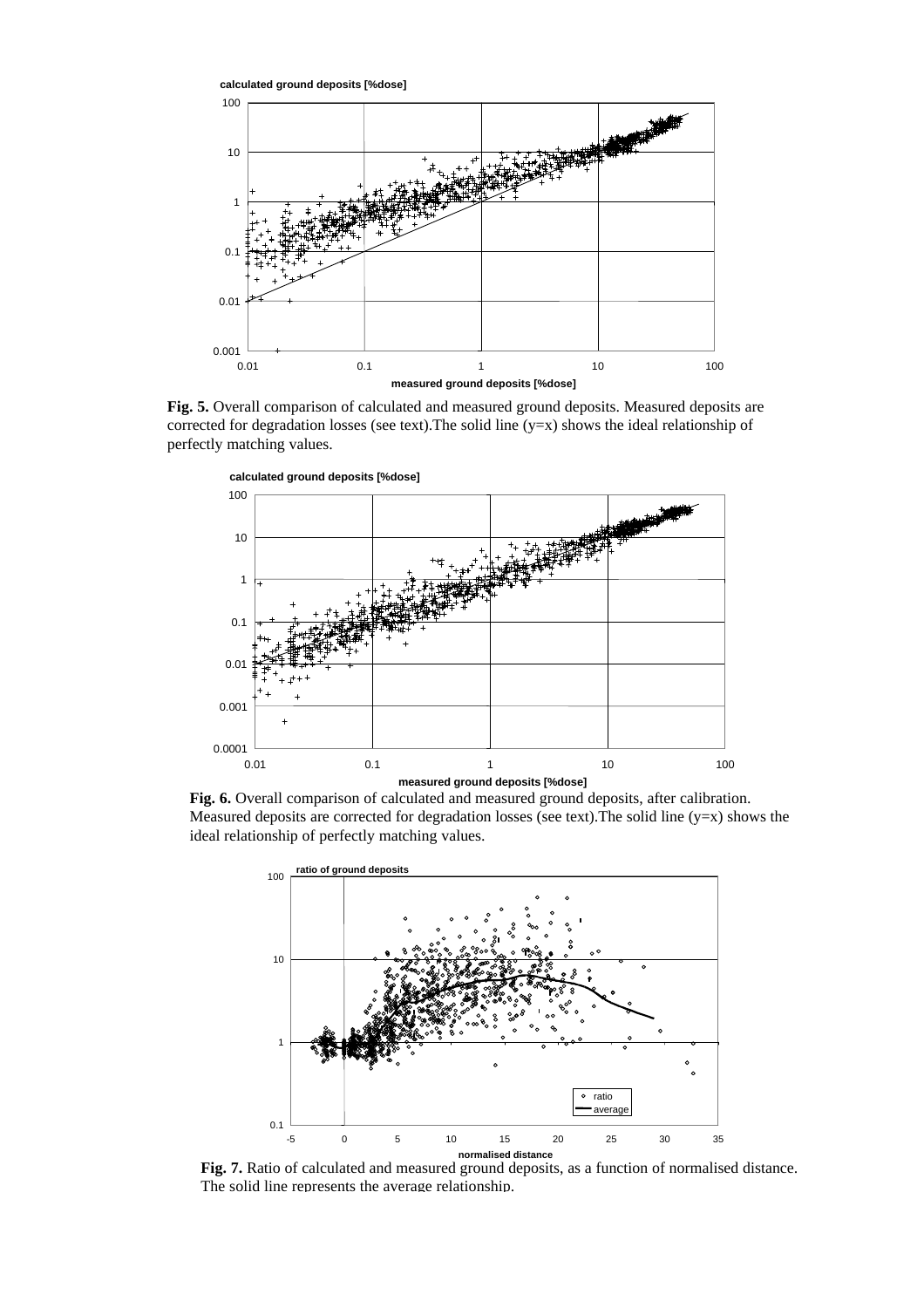calculated ground deposits [%dose]

100

10

1

0.1

0.01

0.001

0.01 0.1 1 10 100

measured ground deposits [%dose]

**Fig. 5.** Overall comparison of calculated and measured ground deposits. Measured deposits are corrected for degradation losses (see text).The solid line (y=x) shows the ideal relationship of perfectly matching values.

calculated ground deposits [%dose]

100

10

1

0.1

0.01

0.001

0.0001

0.01 0.1 1 10 100

measured ground deposits [%dose]

**Fig. 6.** Overall comparison of calculated and measured ground deposits, after calibration. Measured deposits are corrected for degradation losses (see text).The solid line (y=x) shows the ideal relationship of perfectly matching values.

ratio of ground deposits

100

10

1

0.1

-5 0 5 10 15 20 25 30 35

normalised distance

ratio

average

**Fig. 7.** Ratio of calculated and measured ground deposits, as a function of normalised distance. The solid line represents the average relationship.